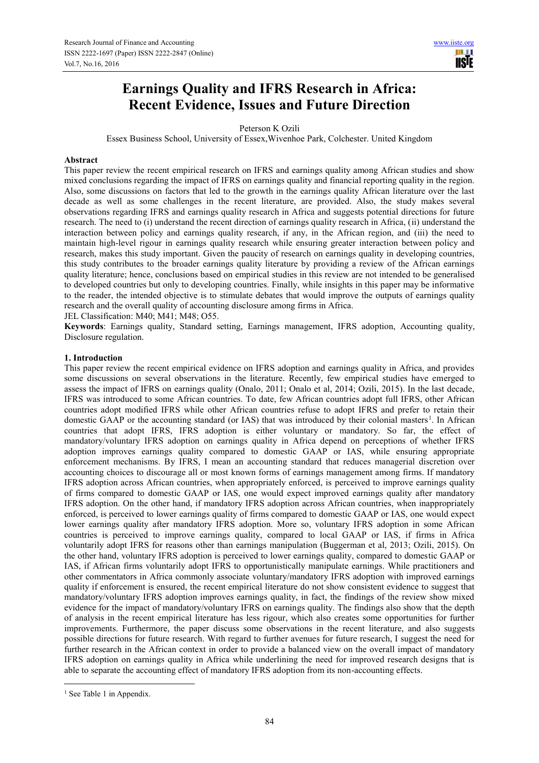# Earnings Quality and IFRS Research in Africa: Recent Evidence, Issues and Future Direction

Peterson K Ozili

Essex Business School, University of Essex,Wivenhoe Park, Colchester. United Kingdom

## Abstract

This paper review the recent empirical research on IFRS and earnings quality among African studies and show mixed conclusions regarding the impact of IFRS on earnings quality and financial reporting quality in the region. Also, some discussions on factors that led to the growth in the earnings quality African literature over the last decade as well as some challenges in the recent literature, are provided. Also, the study makes several observations regarding IFRS and earnings quality research in Africa and suggests potential directions for future research. The need to (i) understand the recent direction of earnings quality research in Africa, (ii) understand the interaction between policy and earnings quality research, if any, in the African region, and (iii) the need to maintain high-level rigour in earnings quality research while ensuring greater interaction between policy and research, makes this study important. Given the paucity of research on earnings quality in developing countries, this study contributes to the broader earnings quality literature by providing a review of the African earnings quality literature; hence, conclusions based on empirical studies in this review are not intended to be generalised to developed countries but only to developing countries. Finally, while insights in this paper may be informative to the reader, the intended objective is to stimulate debates that would improve the outputs of earnings quality research and the overall quality of accounting disclosure among firms in Africa.

JEL Classification: M40; M41; M48; O55.

**Keywords**: Earnings quality, Standard setting, Earnings management, IFRS adoption, Accounting quality, Disclosure regulation.

## 1. Introduction

This paper review the recent empirical evidence on IFRS adoption and earnings quality in Africa, and provides some discussions on several observations in the literature. Recently, few empirical studies have emerged to assess the impact of IFRS on earnings quality (Onalo, 2011; Onalo et al, 2014; Ozili, 2015). In the last decade, IFRS was introduced to some African countries. To date, few African countries adopt full IFRS, other African countries adopt modified IFRS while other African countries refuse to adopt IFRS and prefer to retain their domestic GAAP or the accounting standard (or IAS) that was introduced by their colonial masters[1]. In African countries that adopt IFRS, IFRS adoption is either voluntary or mandatory. So far, the effect of mandatory/voluntary IFRS adoption on earnings quality in Africa depend on perceptions of whether IFRS adoption improves earnings quality compared to domestic GAAP or IAS, while ensuring appropriate enforcement mechanisms. By IFRS, I mean an accounting standard that reduces managerial discretion over accounting choices to discourage all or most known forms of earnings management among firms. If mandatory IFRS adoption across African countries, when appropriately enforced, is perceived to improve earnings quality of firms compared to domestic GAAP or IAS, one would expect improved earnings quality after mandatory IFRS adoption. On the other hand, if mandatory IFRS adoption across African countries, when inappropriately enforced, is perceived to lower earnings quality of firms compared to domestic GAAP or IAS, one would expect lower earnings quality after mandatory IFRS adoption. More so, voluntary IFRS adoption in some African countries is perceived to improve earnings quality, compared to local GAAP or IAS, if firms in Africa voluntarily adopt IFRS for reasons other than earnings manipulation (Buggerman et al, 2013; Ozili, 2015). On the other hand, voluntary IFRS adoption is perceived to lower earnings quality, compared to domestic GAAP or IAS, if African firms voluntarily adopt IFRS to opportunistically manipulate earnings. While practitioners and other commentators in Africa commonly associate voluntary/mandatory IFRS adoption with improved earnings quality if enforcement is ensured, the recent empirical literature do not show consistent evidence to suggest that mandatory/voluntary IFRS adoption improves earnings quality, in fact, the findings of the review show mixed evidence for the impact of mandatory/voluntary IFRS on earnings quality. The findings also show that the depth of analysis in the recent empirical literature has less rigour, which also creates some opportunities for further improvements. Furthermore, the paper discuss some observations in the recent literature, and also suggests possible directions for future research. With regard to further avenues for future research, I suggest the need for further research in the African context in order to provide a balanced view on the overall impact of mandatory IFRS adoption on earnings quality in Africa while underlining the need for improved research designs that is able to separate the accounting effect of mandatory IFRS adoption from its non-accounting effects.

[1] See Table 1 in Appendix.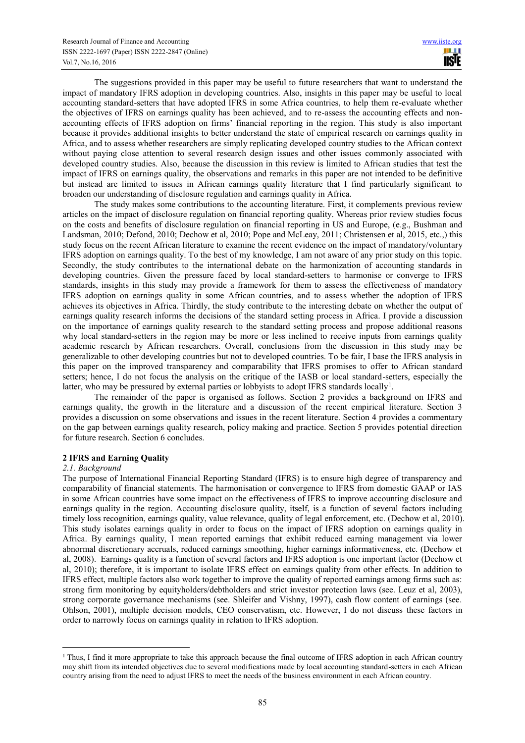The suggestions provided in this paper may be useful to future researchers that want to understand the impact of mandatory IFRS adoption in developing countries. Also, insights in this paper may be useful to local accounting standard-setters that have adopted IFRS in some Africa countries, to help them re-evaluate whether the objectives of IFRS on earnings quality has been achieved, and to re-assess the accounting effects and non-accounting effects of IFRS adoption on firms' financial reporting in the region. This study is also important because it provides additional insights to better understand the state of empirical research on earnings quality in Africa, and to assess whether researchers are simply replicating developed country studies to the African context without paying close attention to several research design issues and other issues commonly associated with developed country studies. Also, because the discussion in this review is limited to African studies that test the impact of IFRS on earnings quality, the observations and remarks in this paper are not intended to be definitive but instead are limited to issues in African earnings quality literature that I find particularly significant to broaden our understanding of disclosure regulation and earnings quality in Africa.

The study makes some contributions to the accounting literature. First, it complements previous review articles on the impact of disclosure regulation on financial reporting quality. Whereas prior review studies focus on the costs and benefits of disclosure regulation on financial reporting in US and Europe, (e.g., Bushman and Landsman, 2010; Defond, 2010; Dechow et al, 2010; Pope and McLeay, 2011; Christensen et al, 2015, etc.,) this study focus on the recent African literature to examine the recent evidence on the impact of mandatory/voluntary IFRS adoption on earnings quality. To the best of my knowledge, I am not aware of any prior study on this topic. Secondly, the study contributes to the international debate on the harmonization of accounting standards in developing countries. Given the pressure faced by local standard-setters to harmonise or converge to IFRS standards, insights in this study may provide a framework for them to assess the effectiveness of mandatory IFRS adoption on earnings quality in some African countries, and to assess whether the adoption of IFRS achieves its objectives in Africa. Thirdly, the study contribute to the interesting debate on whether the output of earnings quality research informs the decisions of the standard setting process in Africa. I provide a discussion on the importance of earnings quality research to the standard setting process and propose additional reasons why local standard-setters in the region may be more or less inclined to receive inputs from earnings quality academic research by African researchers. Overall, conclusions from the discussion in this study may be generalizable to other developing countries but not to developed countries. To be fair, I base the IFRS analysis in this paper on the improved transparency and comparability that IFRS promises to offer to African standard setters; hence, I do not focus the analysis on the critique of the IASB or local standard-setters, especially the latter, who may be pressured by external parties or lobbyists to adopt IFRS standards locally[1].

The remainder of the paper is organised as follows. Section 2 provides a background on IFRS and earnings quality, the growth in the literature and a discussion of the recent empirical literature. Section 3 provides a discussion on some observations and issues in the recent literature. Section 4 provides a commentary on the gap between earnings quality research, policy making and practice. Section 5 provides potential direction for future research. Section 6 concludes.

## 2 IFRS and Earning Quality

### *2.1. Background*

The purpose of International Financial Reporting Standard (IFRS) is to ensure high degree of transparency and comparability of financial statements. The harmonisation or convergence to IFRS from domestic GAAP or IAS in some African countries have some impact on the effectiveness of IFRS to improve accounting disclosure and earnings quality in the region. Accounting disclosure quality, itself, is a function of several factors including timely loss recognition, earnings quality, value relevance, quality of legal enforcement, etc. (Dechow et al, 2010). This study isolates earnings quality in order to focus on the impact of IFRS adoption on earnings quality in Africa. By earnings quality, I mean reported earnings that exhibit reduced earning management via lower abnormal discretionary accruals, reduced earnings smoothing, higher earnings informativeness, etc. (Dechow et al, 2008). Earnings quality is a function of several factors and IFRS adoption is one important factor (Dechow et al, 2010); therefore, it is important to isolate IFRS effect on earnings quality from other effects. In addition to IFRS effect, multiple factors also work together to improve the quality of reported earnings among firms such as: strong firm monitoring by equityholders/debtholders and strict investor protection laws (see. Leuz et al, 2003), strong corporate governance mechanisms (see. Shleifer and Vishny, 1997), cash flow content of earnings (see. Ohlson, 2001), multiple decision models, CEO conservatism, etc. However, I do not discuss these factors in order to narrowly focus on earnings quality in relation to IFRS adoption.

[1] Thus, I find it more appropriate to take this approach because the final outcome of IFRS adoption in each African country may shift from its intended objectives due to several modifications made by local accounting standard-setters in each African country arising from the need to adjust IFRS to meet the needs of the business environment in each African country.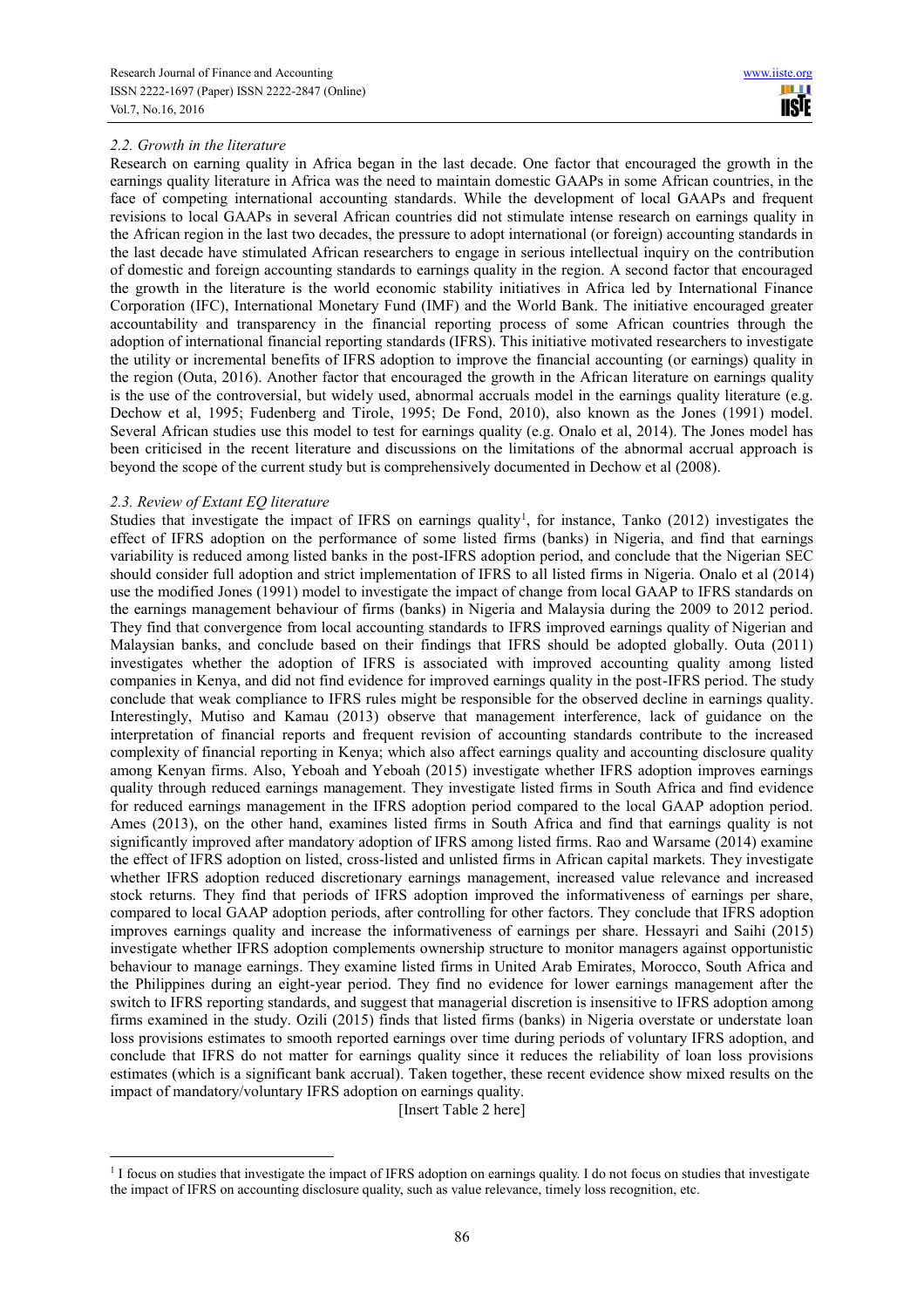### *2.2. Growth in the literature*

Research on earning quality in Africa began in the last decade. One factor that encouraged the growth in the earnings quality literature in Africa was the need to maintain domestic GAAPs in some African countries, in the face of competing international accounting standards. While the development of local GAAPs and frequent revisions to local GAAPs in several African countries did not stimulate intense research on earnings quality in the African region in the last two decades, the pressure to adopt international (or foreign) accounting standards in the last decade have stimulated African researchers to engage in serious intellectual inquiry on the contribution of domestic and foreign accounting standards to earnings quality in the region. A second factor that encouraged the growth in the literature is the world economic stability initiatives in Africa led by International Finance Corporation (IFC), International Monetary Fund (IMF) and the World Bank. The initiative encouraged greater accountability and transparency in the financial reporting process of some African countries through the adoption of international financial reporting standards (IFRS). This initiative motivated researchers to investigate the utility or incremental benefits of IFRS adoption to improve the financial accounting (or earnings) quality in the region (Outa, 2016). Another factor that encouraged the growth in the African literature on earnings quality is the use of the controversial, but widely used, abnormal accruals model in the earnings quality literature (e.g. Dechow et al, 1995; Fudenberg and Tirole, 1995; De Fond, 2010), also known as the Jones (1991) model. Several African studies use this model to test for earnings quality (e.g. Onalo et al, 2014). The Jones model has been criticised in the recent literature and discussions on the limitations of the abnormal accrual approach is beyond the scope of the current study but is comprehensively documented in Dechow et al (2008).

### *2.3. Review of Extant EQ literature*

Studies that investigate the impact of IFRS on earnings quality[1], for instance, Tanko (2012) investigates the effect of IFRS adoption on the performance of some listed firms (banks) in Nigeria, and find that earnings variability is reduced among listed banks in the post-IFRS adoption period, and conclude that the Nigerian SEC should consider full adoption and strict implementation of IFRS to all listed firms in Nigeria. Onalo et al (2014) use the modified Jones (1991) model to investigate the impact of change from local GAAP to IFRS standards on the earnings management behaviour of firms (banks) in Nigeria and Malaysia during the 2009 to 2012 period. They find that convergence from local accounting standards to IFRS improved earnings quality of Nigerian and Malaysian banks, and conclude based on their findings that IFRS should be adopted globally. Outa (2011) investigates whether the adoption of IFRS is associated with improved accounting quality among listed companies in Kenya, and did not find evidence for improved earnings quality in the post-IFRS period. The study conclude that weak compliance to IFRS rules might be responsible for the observed decline in earnings quality. Interestingly, Mutiso and Kamau (2013) observe that management interference, lack of guidance on the interpretation of financial reports and frequent revision of accounting standards contribute to the increased complexity of financial reporting in Kenya; which also affect earnings quality and accounting disclosure quality among Kenyan firms. Also, Yeboah and Yeboah (2015) investigate whether IFRS adoption improves earnings quality through reduced earnings management. They investigate listed firms in South Africa and find evidence for reduced earnings management in the IFRS adoption period compared to the local GAAP adoption period. Ames (2013), on the other hand, examines listed firms in South Africa and find that earnings quality is not significantly improved after mandatory adoption of IFRS among listed firms. Rao and Warsame (2014) examine the effect of IFRS adoption on listed, cross-listed and unlisted firms in African capital markets. They investigate whether IFRS adoption reduced discretionary earnings management, increased value relevance and increased stock returns. They find that periods of IFRS adoption improved the informativeness of earnings per share, compared to local GAAP adoption periods, after controlling for other factors. They conclude that IFRS adoption improves earnings quality and increase the informativeness of earnings per share. Hessayri and Saihi (2015) investigate whether IFRS adoption complements ownership structure to monitor managers against opportunistic behaviour to manage earnings. They examine listed firms in United Arab Emirates, Morocco, South Africa and the Philippines during an eight-year period. They find no evidence for lower earnings management after the switch to IFRS reporting standards, and suggest that managerial discretion is insensitive to IFRS adoption among firms examined in the study. Ozili (2015) finds that listed firms (banks) in Nigeria overstate or understate loan loss provisions estimates to smooth reported earnings over time during periods of voluntary IFRS adoption, and conclude that IFRS do not matter for earnings quality since it reduces the reliability of loan loss provisions estimates (which is a significant bank accrual). Taken together, these recent evidence show mixed results on the impact of mandatory/voluntary IFRS adoption on earnings quality.

[Insert Table 2 here]

---

[1] I focus on studies that investigate the impact of IFRS adoption on earnings quality. I do not focus on studies that investigate the impact of IFRS on accounting disclosure quality, such as value relevance, timely loss recognition, etc.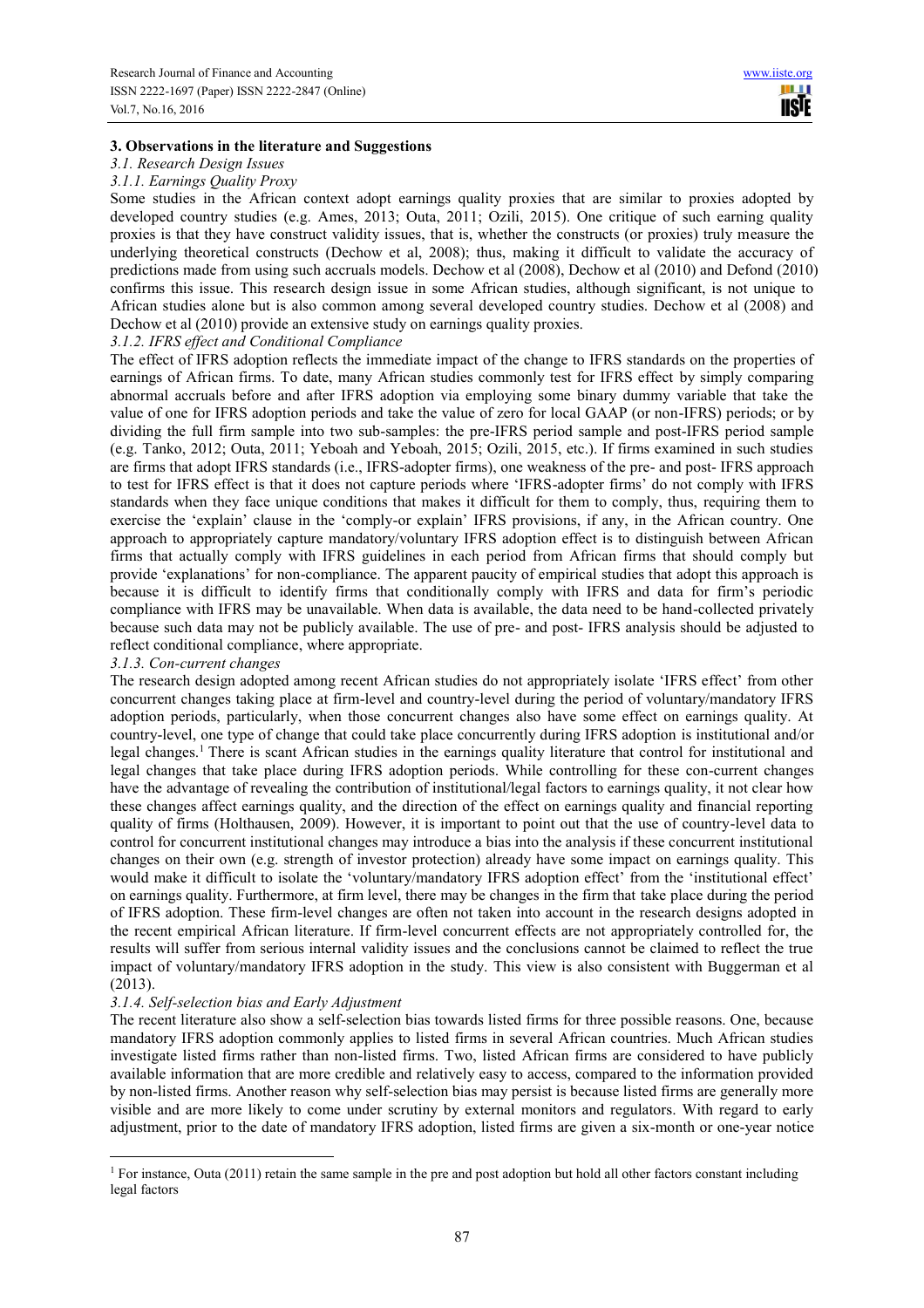## 3. Observations in the literature and Suggestions

### *3.1. Research Design Issues*

#### *3.1.1. Earnings Quality Proxy*

Some studies in the African context adopt earnings quality proxies that are similar to proxies adopted by developed country studies (e.g. Ames, 2013; Outa, 2011; Ozili, 2015). One critique of such earning quality proxies is that they have construct validity issues, that is, whether the constructs (or proxies) truly measure the underlying theoretical constructs (Dechow et al, 2008); thus, making it difficult to validate the accuracy of predictions made from using such accruals models. Dechow et al (2008), Dechow et al (2010) and Defond (2010) confirms this issue. This research design issue in some African studies, although significant, is not unique to African studies alone but is also common among several developed country studies. Dechow et al (2008) and Dechow et al (2010) provide an extensive study on earnings quality proxies.

#### *3.1.2. IFRS effect and Conditional Compliance*

The effect of IFRS adoption reflects the immediate impact of the change to IFRS standards on the properties of earnings of African firms. To date, many African studies commonly test for IFRS effect by simply comparing abnormal accruals before and after IFRS adoption via employing some binary dummy variable that take the value of one for IFRS adoption periods and take the value of zero for local GAAP (or non-IFRS) periods; or by dividing the full firm sample into two sub-samples: the pre-IFRS period sample and post-IFRS period sample (e.g. Tanko, 2012; Outa, 2011; Yeboah and Yeboah, 2015; Ozili, 2015, etc.). If firms examined in such studies are firms that adopt IFRS standards (i.e., IFRS-adopter firms), one weakness of the pre- and post- IFRS approach to test for IFRS effect is that it does not capture periods where 'IFRS-adopter firms' do not comply with IFRS standards when they face unique conditions that makes it difficult for them to comply, thus, requiring them to exercise the 'explain' clause in the 'comply-or explain' IFRS provisions, if any, in the African country. One approach to appropriately capture mandatory/voluntary IFRS adoption effect is to distinguish between African firms that actually comply with IFRS guidelines in each period from African firms that should comply but provide 'explanations' for non-compliance. The apparent paucity of empirical studies that adopt this approach is because it is difficult to identify firms that conditionally comply with IFRS and data for firm's periodic compliance with IFRS may be unavailable. When data is available, the data need to be hand-collected privately because such data may not be publicly available. The use of pre- and post- IFRS analysis should be adjusted to reflect conditional compliance, where appropriate.

#### *3.1.3. Con-current changes*

The research design adopted among recent African studies do not appropriately isolate 'IFRS effect' from other concurrent changes taking place at firm-level and country-level during the period of voluntary/mandatory IFRS adoption periods, particularly, when those concurrent changes also have some effect on earnings quality. At country-level, one type of change that could take place concurrently during IFRS adoption is institutional and/or legal changes.[1] There is scant African studies in the earnings quality literature that control for institutional and legal changes that take place during IFRS adoption periods. While controlling for these con-current changes have the advantage of revealing the contribution of institutional/legal factors to earnings quality, it not clear how these changes affect earnings quality, and the direction of the effect on earnings quality and financial reporting quality of firms (Holthausen, 2009). However, it is important to point out that the use of country-level data to control for concurrent institutional changes may introduce a bias into the analysis if these concurrent institutional changes on their own (e.g. strength of investor protection) already have some impact on earnings quality. This would make it difficult to isolate the 'voluntary/mandatory IFRS adoption effect' from the 'institutional effect' on earnings quality. Furthermore, at firm level, there may be changes in the firm that take place during the period of IFRS adoption. These firm-level changes are often not taken into account in the research designs adopted in the recent empirical African literature. If firm-level concurrent effects are not appropriately controlled for, the results will suffer from serious internal validity issues and the conclusions cannot be claimed to reflect the true impact of voluntary/mandatory IFRS adoption in the study. This view is also consistent with Buggerman et al (2013).

#### *3.1.4. Self-selection bias and Early Adjustment*

The recent literature also show a self-selection bias towards listed firms for three possible reasons. One, because mandatory IFRS adoption commonly applies to listed firms in several African countries. Much African studies investigate listed firms rather than non-listed firms. Two, listed African firms are considered to have publicly available information that are more credible and relatively easy to access, compared to the information provided by non-listed firms. Another reason why self-selection bias may persist is because listed firms are generally more visible and are more likely to come under scrutiny by external monitors and regulators. With regard to early adjustment, prior to the date of mandatory IFRS adoption, listed firms are given a six-month or one-year notice

[1] For instance, Outa (2011) retain the same sample in the pre and post adoption but hold all other factors constant including legal factors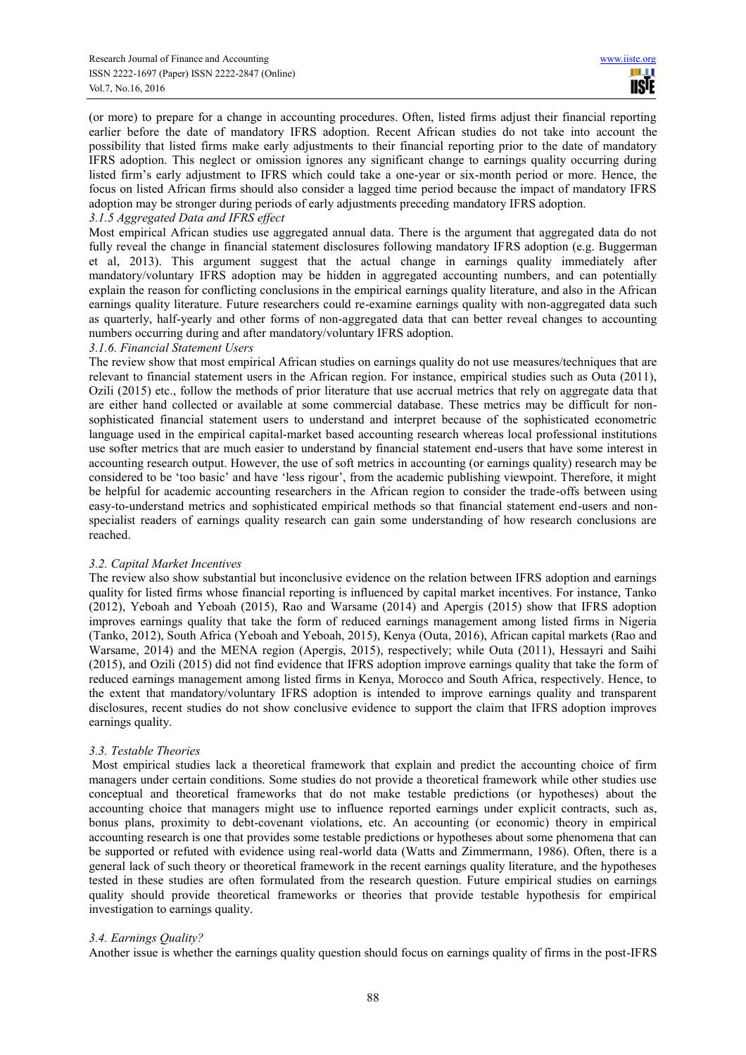(or more) to prepare for a change in accounting procedures. Often, listed firms adjust their financial reporting earlier before the date of mandatory IFRS adoption. Recent African studies do not take into account the possibility that listed firms make early adjustments to their financial reporting prior to the date of mandatory IFRS adoption. This neglect or omission ignores any significant change to earnings quality occurring during listed firm's early adjustment to IFRS which could take a one-year or six-month period or more. Hence, the focus on listed African firms should also consider a lagged time period because the impact of mandatory IFRS adoption may be stronger during periods of early adjustments preceding mandatory IFRS adoption.

*3.1.5 Aggregated Data and IFRS effect*

Most empirical African studies use aggregated annual data. There is the argument that aggregated data do not fully reveal the change in financial statement disclosures following mandatory IFRS adoption (e.g. Buggerman et al, 2013). This argument suggest that the actual change in earnings quality immediately after mandatory/voluntary IFRS adoption may be hidden in aggregated accounting numbers, and can potentially explain the reason for conflicting conclusions in the empirical earnings quality literature, and also in the African earnings quality literature. Future researchers could re-examine earnings quality with non-aggregated data such as quarterly, half-yearly and other forms of non-aggregated data that can better reveal changes to accounting numbers occurring during and after mandatory/voluntary IFRS adoption.

*3.1.6. Financial Statement Users*

The review show that most empirical African studies on earnings quality do not use measures/techniques that are relevant to financial statement users in the African region. For instance, empirical studies such as Outa (2011), Ozili (2015) etc., follow the methods of prior literature that use accrual metrics that rely on aggregate data that are either hand collected or available at some commercial database. These metrics may be difficult for non-sophisticated financial statement users to understand and interpret because of the sophisticated econometric language used in the empirical capital-market based accounting research whereas local professional institutions use softer metrics that are much easier to understand by financial statement end-users that have some interest in accounting research output. However, the use of soft metrics in accounting (or earnings quality) research may be considered to be 'too basic' and have 'less rigour', from the academic publishing viewpoint. Therefore, it might be helpful for academic accounting researchers in the African region to consider the trade-offs between using easy-to-understand metrics and sophisticated empirical methods so that financial statement end-users and non-specialist readers of earnings quality research can gain some understanding of how research conclusions are reached.

*3.2. Capital Market Incentives*

The review also show substantial but inconclusive evidence on the relation between IFRS adoption and earnings quality for listed firms whose financial reporting is influenced by capital market incentives. For instance, Tanko (2012), Yeboah and Yeboah (2015), Rao and Warsame (2014) and Apergis (2015) show that IFRS adoption improves earnings quality that take the form of reduced earnings management among listed firms in Nigeria (Tanko, 2012), South Africa (Yeboah and Yeboah, 2015), Kenya (Outa, 2016), African capital markets (Rao and Warsame, 2014) and the MENA region (Apergis, 2015), respectively; while Outa (2011), Hessayri and Saihi (2015), and Ozili (2015) did not find evidence that IFRS adoption improve earnings quality that take the form of reduced earnings management among listed firms in Kenya, Morocco and South Africa, respectively. Hence, to the extent that mandatory/voluntary IFRS adoption is intended to improve earnings quality and transparent disclosures, recent studies do not show conclusive evidence to support the claim that IFRS adoption improves earnings quality.

*3.3. Testable Theories*

Most empirical studies lack a theoretical framework that explain and predict the accounting choice of firm managers under certain conditions. Some studies do not provide a theoretical framework while other studies use conceptual and theoretical frameworks that do not make testable predictions (or hypotheses) about the accounting choice that managers might use to influence reported earnings under explicit contracts, such as, bonus plans, proximity to debt-covenant violations, etc. An accounting (or economic) theory in empirical accounting research is one that provides some testable predictions or hypotheses about some phenomena that can be supported or refuted with evidence using real-world data (Watts and Zimmermann, 1986). Often, there is a general lack of such theory or theoretical framework in the recent earnings quality literature, and the hypotheses tested in these studies are often formulated from the research question. Future empirical studies on earnings quality should provide theoretical frameworks or theories that provide testable hypothesis for empirical investigation to earnings quality.

*3.4. Earnings Quality?*

Another issue is whether the earnings quality question should focus on earnings quality of firms in the post-IFRS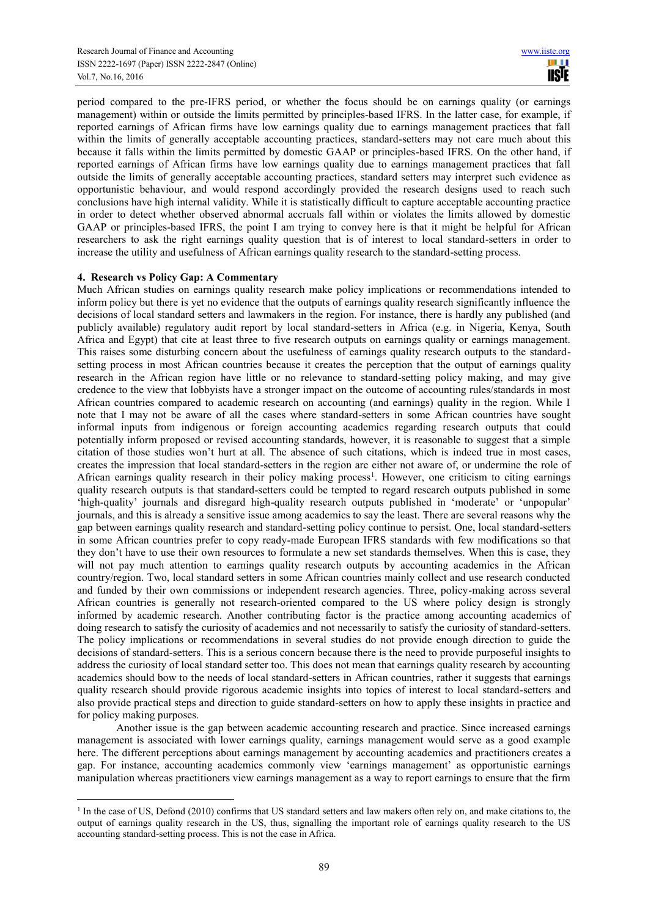period compared to the pre-IFRS period, or whether the focus should be on earnings quality (or earnings management) within or outside the limits permitted by principles-based IFRS. In the latter case, for example, if reported earnings of African firms have low earnings quality due to earnings management practices that fall within the limits of generally acceptable accounting practices, standard-setters may not care much about this because it falls within the limits permitted by domestic GAAP or principles-based IFRS. On the other hand, if reported earnings of African firms have low earnings quality due to earnings management practices that fall outside the limits of generally acceptable accounting practices, standard setters may interpret such evidence as opportunistic behaviour, and would respond accordingly provided the research designs used to reach such conclusions have high internal validity. While it is statistically difficult to capture acceptable accounting practice in order to detect whether observed abnormal accruals fall within or violates the limits allowed by domestic GAAP or principles-based IFRS, the point I am trying to convey here is that it might be helpful for African researchers to ask the right earnings quality question that is of interest to local standard-setters in order to increase the utility and usefulness of African earnings quality research to the standard-setting process.

## 4. Research vs Policy Gap: A Commentary

Much African studies on earnings quality research make policy implications or recommendations intended to inform policy but there is yet no evidence that the outputs of earnings quality research significantly influence the decisions of local standard setters and lawmakers in the region. For instance, there is hardly any published (and publicly available) regulatory audit report by local standard-setters in Africa (e.g. in Nigeria, Kenya, South Africa and Egypt) that cite at least three to five research outputs on earnings quality or earnings management. This raises some disturbing concern about the usefulness of earnings quality research outputs to the standard-setting process in most African countries because it creates the perception that the output of earnings quality research in the African region have little or no relevance to standard-setting policy making, and may give credence to the view that lobbyists have a stronger impact on the outcome of accounting rules/standards in most African countries compared to academic research on accounting (and earnings) quality in the region. While I note that I may not be aware of all the cases where standard-setters in some African countries have sought informal inputs from indigenous or foreign accounting academics regarding research outputs that could potentially inform proposed or revised accounting standards, however, it is reasonable to suggest that a simple citation of those studies won't hurt at all. The absence of such citations, which is indeed true in most cases, creates the impression that local standard-setters in the region are either not aware of, or undermine the role of African earnings quality research in their policy making process[1]. However, one criticism to citing earnings quality research outputs is that standard-setters could be tempted to regard research outputs published in some 'high-quality' journals and disregard high-quality research outputs published in 'moderate' or 'unpopular' journals, and this is already a sensitive issue among academics to say the least. There are several reasons why the gap between earnings quality research and standard-setting policy continue to persist. One, local standard-setters in some African countries prefer to copy ready-made European IFRS standards with few modifications so that they don't have to use their own resources to formulate a new set standards themselves. When this is case, they will not pay much attention to earnings quality research outputs by accounting academics in the African country/region. Two, local standard setters in some African countries mainly collect and use research conducted and funded by their own commissions or independent research agencies. Three, policy-making across several African countries is generally not research-oriented compared to the US where policy design is strongly informed by academic research. Another contributing factor is the practice among accounting academics of doing research to satisfy the curiosity of academics and not necessarily to satisfy the curiosity of standard-setters. The policy implications or recommendations in several studies do not provide enough direction to guide the decisions of standard-setters. This is a serious concern because there is the need to provide purposeful insights to address the curiosity of local standard setter too. This does not mean that earnings quality research by accounting academics should bow to the needs of local standard-setters in African countries, rather it suggests that earnings quality research should provide rigorous academic insights into topics of interest to local standard-setters and also provide practical steps and direction to guide standard-setters on how to apply these insights in practice and for policy making purposes.

Another issue is the gap between academic accounting research and practice. Since increased earnings management is associated with lower earnings quality, earnings management would serve as a good example here. The different perceptions about earnings management by accounting academics and practitioners creates a gap. For instance, accounting academics commonly view 'earnings management' as opportunistic earnings manipulation whereas practitioners view earnings management as a way to report earnings to ensure that the firm

[1] In the case of US, Defond (2010) confirms that US standard setters and law makers often rely on, and make citations to, the output of earnings quality research in the US, thus, signalling the important role of earnings quality research to the US accounting standard-setting process. This is not the case in Africa.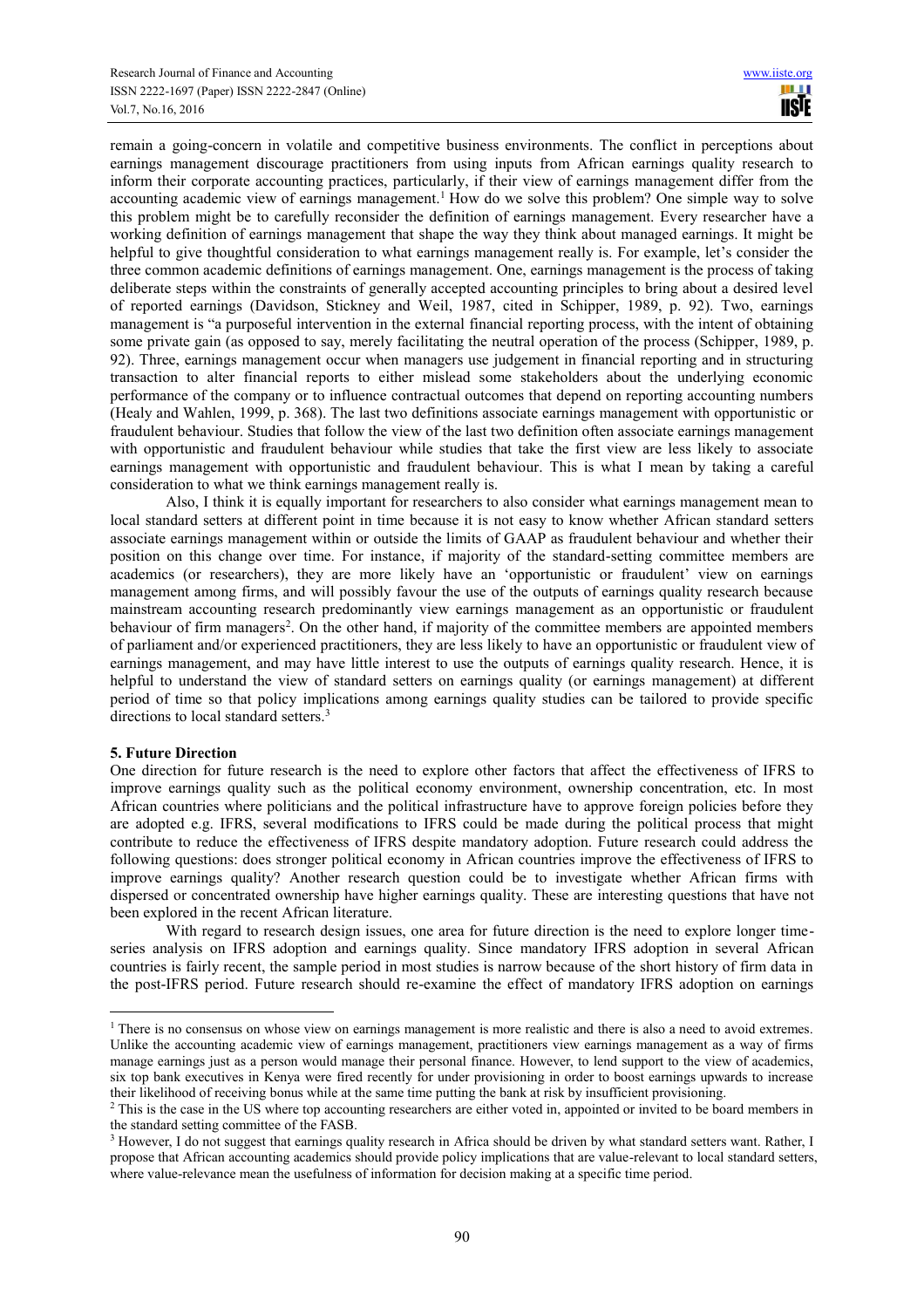remain a going-concern in volatile and competitive business environments. The conflict in perceptions about earnings management discourage practitioners from using inputs from African earnings quality research to inform their corporate accounting practices, particularly, if their view of earnings management differ from the accounting academic view of earnings management.[1] How do we solve this problem? One simple way to solve this problem might be to carefully reconsider the definition of earnings management. Every researcher have a working definition of earnings management that shape the way they think about managed earnings. It might be helpful to give thoughtful consideration to what earnings management really is. For example, let's consider the three common academic definitions of earnings management. One, earnings management is the process of taking deliberate steps within the constraints of generally accepted accounting principles to bring about a desired level of reported earnings (Davidson, Stickney and Weil, 1987, cited in Schipper, 1989, p. 92). Two, earnings management is "a purposeful intervention in the external financial reporting process, with the intent of obtaining some private gain (as opposed to say, merely facilitating the neutral operation of the process (Schipper, 1989, p. 92). Three, earnings management occur when managers use judgement in financial reporting and in structuring transaction to alter financial reports to either mislead some stakeholders about the underlying economic performance of the company or to influence contractual outcomes that depend on reporting accounting numbers (Healy and Wahlen, 1999, p. 368). The last two definitions associate earnings management with opportunistic or fraudulent behaviour. Studies that follow the view of the last two definition often associate earnings management with opportunistic and fraudulent behaviour while studies that take the first view are less likely to associate earnings management with opportunistic and fraudulent behaviour. This is what I mean by taking a careful consideration to what we think earnings management really is.

Also, I think it is equally important for researchers to also consider what earnings management mean to local standard setters at different point in time because it is not easy to know whether African standard setters associate earnings management within or outside the limits of GAAP as fraudulent behaviour and whether their position on this change over time. For instance, if majority of the standard-setting committee members are academics (or researchers), they are more likely have an 'opportunistic or fraudulent' view on earnings management among firms, and will possibly favour the use of the outputs of earnings quality research because mainstream accounting research predominantly view earnings management as an opportunistic or fraudulent behaviour of firm managers[2]. On the other hand, if majority of the committee members are appointed members of parliament and/or experienced practitioners, they are less likely to have an opportunistic or fraudulent view of earnings management, and may have little interest to use the outputs of earnings quality research. Hence, it is helpful to understand the view of standard setters on earnings quality (or earnings management) at different period of time so that policy implications among earnings quality studies can be tailored to provide specific directions to local standard setters.[3]

## 5. Future Direction

One direction for future research is the need to explore other factors that affect the effectiveness of IFRS to improve earnings quality such as the political economy environment, ownership concentration, etc. In most African countries where politicians and the political infrastructure have to approve foreign policies before they are adopted e.g. IFRS, several modifications to IFRS could be made during the political process that might contribute to reduce the effectiveness of IFRS despite mandatory adoption. Future research could address the following questions: does stronger political economy in African countries improve the effectiveness of IFRS to improve earnings quality? Another research question could be to investigate whether African firms with dispersed or concentrated ownership have higher earnings quality. These are interesting questions that have not been explored in the recent African literature.

With regard to research design issues, one area for future direction is the need to explore longer time-series analysis on IFRS adoption and earnings quality. Since mandatory IFRS adoption in several African countries is fairly recent, the sample period in most studies is narrow because of the short history of firm data in the post-IFRS period. Future research should re-examine the effect of mandatory IFRS adoption on earnings

---

[1] There is no consensus on whose view on earnings management is more realistic and there is also a need to avoid extremes. Unlike the accounting academic view of earnings management, practitioners view earnings management as a way of firms manage earnings just as a person would manage their personal finance. However, to lend support to the view of academics, six top bank executives in Kenya were fired recently for under provisioning in order to boost earnings upwards to increase their likelihood of receiving bonus while at the same time putting the bank at risk by insufficient provisioning.

[2] This is the case in the US where top accounting researchers are either voted in, appointed or invited to be board members in the standard setting committee of the FASB.

[3] However, I do not suggest that earnings quality research in Africa should be driven by what standard setters want. Rather, I propose that African accounting academics should provide policy implications that are value-relevant to local standard setters, where value-relevance mean the usefulness of information for decision making at a specific time period.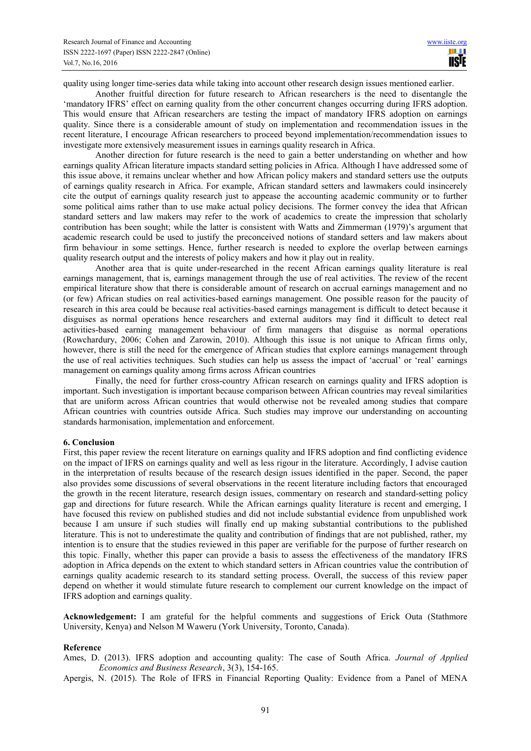quality using longer time-series data while taking into account other research design issues mentioned earlier.

Another fruitful direction for future research to African researchers is the need to disentangle the 'mandatory IFRS' effect on earning quality from the other concurrent changes occurring during IFRS adoption. This would ensure that African researchers are testing the impact of mandatory IFRS adoption on earnings quality. Since there is a considerable amount of study on implementation and recommendation issues in the recent literature, I encourage African researchers to proceed beyond implementation/recommendation issues to investigate more extensively measurement issues in earnings quality research in Africa.

Another direction for future research is the need to gain a better understanding on whether and how earnings quality African literature impacts standard setting policies in Africa. Although I have addressed some of this issue above, it remains unclear whether and how African policy makers and standard setters use the outputs of earnings quality research in Africa. For example, African standard setters and lawmakers could insincerely cite the output of earnings quality research just to appease the accounting academic community or to further some political aims rather than to use make actual policy decisions. The former convey the idea that African standard setters and law makers may refer to the work of academics to create the impression that scholarly contribution has been sought; while the latter is consistent with Watts and Zimmerman (1979)'s argument that academic research could be used to justify the preconceived notions of standard setters and law makers about firm behaviour in some settings. Hence, further research is needed to explore the overlap between earnings quality research output and the interests of policy makers and how it play out in reality.

Another area that is quite under-researched in the recent African earnings quality literature is real earnings management, that is, earnings management through the use of real activities. The review of the recent empirical literature show that there is considerable amount of research on accrual earnings management and no (or few) African studies on real activities-based earnings management. One possible reason for the paucity of research in this area could be because real activities-based earnings management is difficult to detect because it disguises as normal operations hence researchers and external auditors may find it difficult to detect real activities-based earning management behaviour of firm managers that disguise as normal operations (Rowchardury, 2006; Cohen and Zarowin, 2010). Although this issue is not unique to African firms only, however, there is still the need for the emergence of African studies that explore earnings management through the use of real activities techniques. Such studies can help us assess the impact of 'accrual' or 'real' earnings management on earnings quality among firms across African countries

Finally, the need for further cross-country African research on earnings quality and IFRS adoption is important. Such investigation is important because comparison between African countries may reveal similarities that are uniform across African countries that would otherwise not be revealed among studies that compare African countries with countries outside Africa. Such studies may improve our understanding on accounting standards harmonisation, implementation and enforcement.

## 6. Conclusion

First, this paper review the recent literature on earnings quality and IFRS adoption and find conflicting evidence on the impact of IFRS on earnings quality and well as less rigour in the literature. Accordingly, I advise caution in the interpretation of results because of the research design issues identified in the paper. Second, the paper also provides some discussions of several observations in the recent literature including factors that encouraged the growth in the recent literature, research design issues, commentary on research and standard-setting policy gap and directions for future research. While the African earnings quality literature is recent and emerging, I have focused this review on published studies and did not include substantial evidence from unpublished work because I am unsure if such studies will finally end up making substantial contributions to the published literature. This is not to underestimate the quality and contribution of findings that are not published, rather, my intention is to ensure that the studies reviewed in this paper are verifiable for the purpose of further research on this topic. Finally, whether this paper can provide a basis to assess the effectiveness of the mandatory IFRS adoption in Africa depends on the extent to which standard setters in African countries value the contribution of earnings quality academic research to its standard setting process. Overall, the success of this review paper depend on whether it would stimulate future research to complement our current knowledge on the impact of IFRS adoption and earnings quality.

**Acknowledgement:** I am grateful for the helpful comments and suggestions of Erick Outa (Stathmore University, Kenya) and Nelson M Waweru (York University, Toronto, Canada).

## Reference

Ames, D. (2013). IFRS adoption and accounting quality: The case of South Africa. *Journal of Applied Economics and Business Research*, 3(3), 154-165.

Apergis, N. (2015). The Role of IFRS in Financial Reporting Quality: Evidence from a Panel of MENA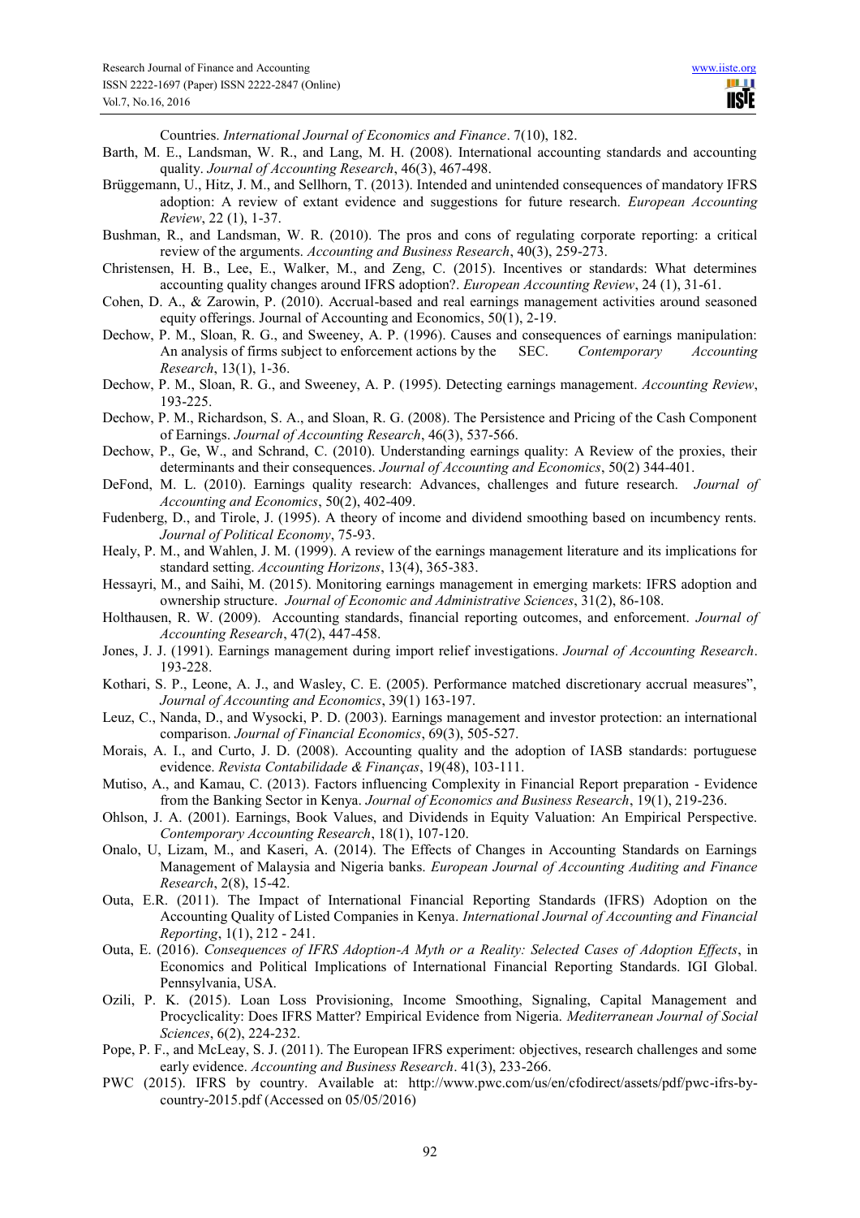Countries. *International Journal of Economics and Finance*. 7(10), 182.

Barth, M. E., Landsman, W. R., and Lang, M. H. (2008). International accounting standards and accounting quality. *Journal of Accounting Research*, 46(3), 467-498.

Brüggemann, U., Hitz, J. M., and Sellhorn, T. (2013). Intended and unintended consequences of mandatory IFRS adoption: A review of extant evidence and suggestions for future research. *European Accounting Review*, 22 (1), 1-37.

Bushman, R., and Landsman, W. R. (2010). The pros and cons of regulating corporate reporting: a critical review of the arguments. *Accounting and Business Research*, 40(3), 259-273.

Christensen, H. B., Lee, E., Walker, M., and Zeng, C. (2015). Incentives or standards: What determines accounting quality changes around IFRS adoption?. *European Accounting Review*, 24 (1), 31-61.

Cohen, D. A., & Zarowin, P. (2010). Accrual-based and real earnings management activities around seasoned equity offerings. Journal of Accounting and Economics, 50(1), 2-19.

Dechow, P. M., Sloan, R. G., and Sweeney, A. P. (1996). Causes and consequences of earnings manipulation: An analysis of firms subject to enforcement actions by the SEC. *Contemporary Accounting Research*, 13(1), 1-36.

Dechow, P. M., Sloan, R. G., and Sweeney, A. P. (1995). Detecting earnings management. *Accounting Review*, 193-225.

Dechow, P. M., Richardson, S. A., and Sloan, R. G. (2008). The Persistence and Pricing of the Cash Component of Earnings. *Journal of Accounting Research*, 46(3), 537-566.

Dechow, P., Ge, W., and Schrand, C. (2010). Understanding earnings quality: A Review of the proxies, their determinants and their consequences. *Journal of Accounting and Economics*, 50(2) 344-401.

DeFond, M. L. (2010). Earnings quality research: Advances, challenges and future research. *Journal of Accounting and Economics*, 50(2), 402-409.

Fudenberg, D., and Tirole, J. (1995). A theory of income and dividend smoothing based on incumbency rents. *Journal of Political Economy*, 75-93.

Healy, P. M., and Wahlen, J. M. (1999). A review of the earnings management literature and its implications for standard setting. *Accounting Horizons*, 13(4), 365-383.

Hessayri, M., and Saihi, M. (2015). Monitoring earnings management in emerging markets: IFRS adoption and ownership structure. *Journal of Economic and Administrative Sciences*, 31(2), 86-108.

Holthausen, R. W. (2009). Accounting standards, financial reporting outcomes, and enforcement. *Journal of Accounting Research*, 47(2), 447-458.

Jones, J. J. (1991). Earnings management during import relief investigations. *Journal of Accounting Research*. 193-228.

Kothari, S. P., Leone, A. J., and Wasley, C. E. (2005). Performance matched discretionary accrual measures", *Journal of Accounting and Economics*, 39(1) 163-197.

Leuz, C., Nanda, D., and Wysocki, P. D. (2003). Earnings management and investor protection: an international comparison. *Journal of Financial Economics*, 69(3), 505-527.

Morais, A. I., and Curto, J. D. (2008). Accounting quality and the adoption of IASB standards: portuguese evidence. *Revista Contabilidade & Finanças*, 19(48), 103-111.

Mutiso, A., and Kamau, C. (2013). Factors influencing Complexity in Financial Report preparation - Evidence from the Banking Sector in Kenya. *Journal of Economics and Business Research*, 19(1), 219-236.

Ohlson, J. A. (2001). Earnings, Book Values, and Dividends in Equity Valuation: An Empirical Perspective. *Contemporary Accounting Research*, 18(1), 107-120.

Onalo, U, Lizam, M., and Kaseri, A. (2014). The Effects of Changes in Accounting Standards on Earnings Management of Malaysia and Nigeria banks. *European Journal of Accounting Auditing and Finance Research*, 2(8), 15-42.

Outa, E.R. (2011). The Impact of International Financial Reporting Standards (IFRS) Adoption on the Accounting Quality of Listed Companies in Kenya. *International Journal of Accounting and Financial Reporting*, 1(1), 212 - 241.

Outa, E. (2016). *Consequences of IFRS Adoption-A Myth or a Reality: Selected Cases of Adoption Effects*, in Economics and Political Implications of International Financial Reporting Standards. IGI Global. Pennsylvania, USA.

Ozili, P. K. (2015). Loan Loss Provisioning, Income Smoothing, Signaling, Capital Management and Procyclicality: Does IFRS Matter? Empirical Evidence from Nigeria. *Mediterranean Journal of Social Sciences*, 6(2), 224-232.

Pope, P. F., and McLeay, S. J. (2011). The European IFRS experiment: objectives, research challenges and some early evidence. *Accounting and Business Research*. 41(3), 233-266.

PWC (2015). IFRS by country. Available at: http://www.pwc.com/us/en/cfodirect/assets/pdf/pwc-ifrs-by-country-2015.pdf (Accessed on 05/05/2016)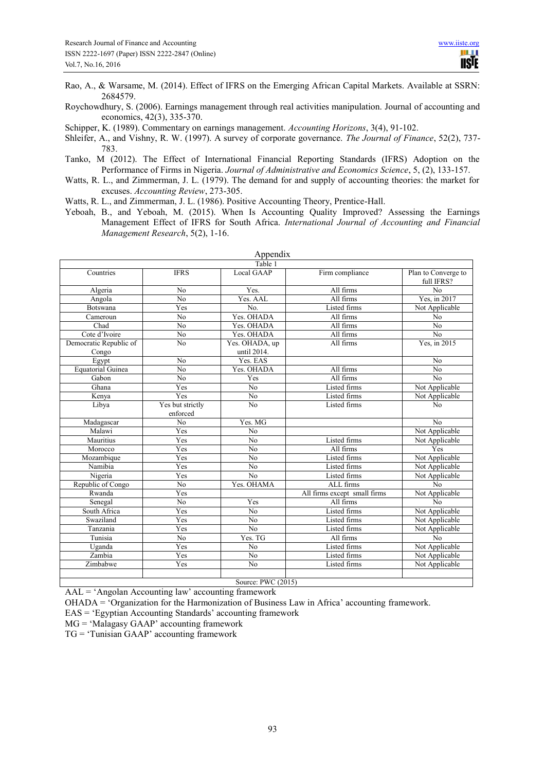- Rao, A., & Warsame, M. (2014). Effect of IFRS on the Emerging African Capital Markets. Available at SSRN: 2684579.
- Roychowdhury, S. (2006). Earnings management through real activities manipulation. Journal of accounting and economics, 42(3), 335-370.
- Schipper, K. (1989). Commentary on earnings management. *Accounting Horizons*, 3(4), 91-102.
- Shleifer, A., and Vishny, R. W. (1997). A survey of corporate governance. *The Journal of Finance*, 52(2), 737-783.
- Tanko, M (2012). The Effect of International Financial Reporting Standards (IFRS) Adoption on the Performance of Firms in Nigeria. *Journal of Administrative and Economics Science*, 5, (2), 133-157.
- Watts, R. L., and Zimmerman, J. L. (1979). The demand for and supply of accounting theories: the market for excuses. *Accounting Review*, 273-305.
- Watts, R. L., and Zimmerman, J. L. (1986). Positive Accounting Theory, Prentice-Hall.
- Yeboah, B., and Yeboah, M. (2015). When Is Accounting Quality Improved? Assessing the Earnings Management Effect of IFRS for South Africa. *International Journal of Accounting and Financial Management Research*, 5(2), 1-16.

## Appendix

Table 1

| Countries | IFRS | Local GAAP | Firm compliance | Plan to Converge to full IFRS? |
|---|---|---|---|---|
| Algeria | No | Yes. | All firms | No |
| Angola | No | Yes. AAL | All firms | Yes, in 2017 |
| Botswana | Yes | No. | Listed firms | Not Applicable |
| Cameroun | No | Yes. OHADA | All firms | No |
| Chad | No | Yes. OHADA | All firms | No |
| Cote d'Ivoire | No | Yes. OHADA | All firms | No |
| Democratic Republic of Congo | No | Yes. OHADA, up until 2014. | All firms | Yes, in 2015 |
| Egypt | No | Yes. EAS | | No |
| Equatorial Guinea | No | Yes. OHADA | All firms | No |
| Gabon | No | Yes | All firms | No |
| Ghana | Yes | No | Listed firms | Not Applicable |
| Kenya | Yes | No | Listed firms | Not Applicable |
| Libya | Yes but strictly enforced | No | Listed firms | No |
| Madagascar | No | Yes. MG | | No |
| Malawi | Yes | No | | Not Applicable |
| Mauritius | Yes | No | Listed firms | Not Applicable |
| Morocco | Yes | No | All firms | Yes |
| Mozambique | Yes | No | Listed firms | Not Applicable |
| Namibia | Yes | No | Listed firms | Not Applicable |
| Nigeria | Yes | No | Listed firms | Not Applicable |
| Republic of Congo | No | Yes. OHAMA | ALL firms | No |
| Rwanda | Yes | | All firms except small firms | Not Applicable |
| Senegal | No | Yes | All firms | No |
| South Africa | Yes | No | Listed firms | Not Applicable |
| Swaziland | Yes | No | Listed firms | Not Applicable |
| Tanzania | Yes | No | Listed firms | Not Applicable |
| Tunisia | No | Yes. TG | All firms | No |
| Uganda | Yes | No | Listed firms | Not Applicable |
| Zambia | Yes | No | Listed firms | Not Applicable |
| Zimbabwe | Yes | No | Listed firms | Not Applicable |
| | | | | |

Source: PWC (2015)

AAL = 'Angolan Accounting law' accounting framework

OHADA = 'Organization for the Harmonization of Business Law in Africa' accounting framework.

EAS = 'Egyptian Accounting Standards' accounting framework

MG = 'Malagasy GAAP' accounting framework

TG = 'Tunisian GAAP' accounting framework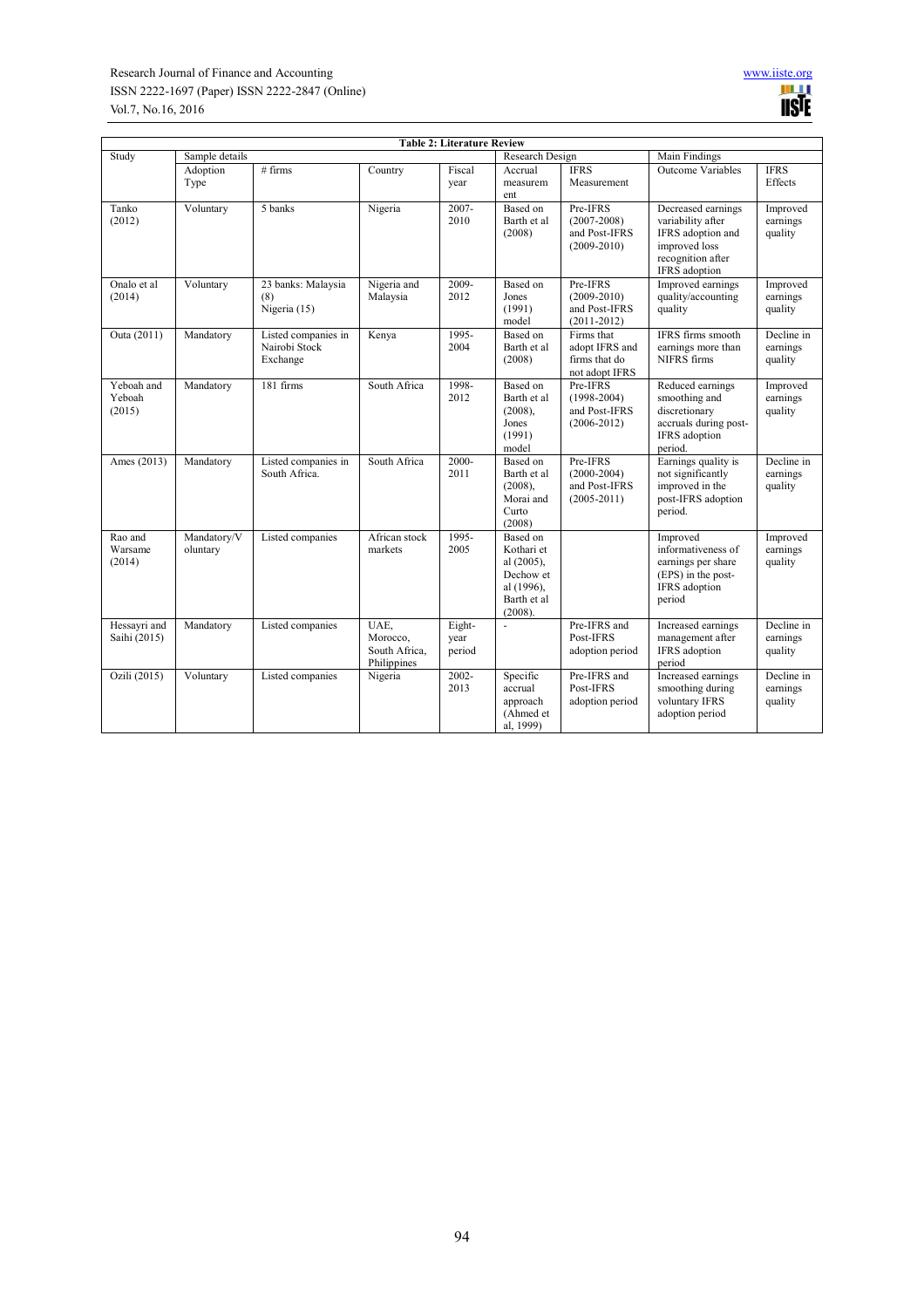**Table 2: Literature Review**

| Study | Sample details | | | | Research Design | | Main Findings | |
|---|---|---|---|---|---|---|---|---|
| | Adoption Type | # firms | Country | Fiscal year | Accrual measurement | IFRS Measurement | Outcome Variables | IFRS Effects |
| Tanko (2012) | Voluntary | 5 banks | Nigeria | 2007-2010 | Based on Barth et al (2008) | Pre-IFRS (2007-2008) and Post-IFRS (2009-2010) | Decreased earnings variability after IFRS adoption and improved loss recognition after IFRS adoption | Improved earnings quality |
| Onalo et al (2014) | Voluntary | 23 banks: Malaysia (8) Nigeria (15) | Nigeria and Malaysia | 2009-2012 | Based on Jones (1991) model | Pre-IFRS (2009-2010) and Post-IFRS (2011-2012) | Improved earnings quality/accounting quality | Improved earnings quality |
| Outa (2011) | Mandatory | Listed companies in Nairobi Stock Exchange | Kenya | 1995-2004 | Based on Barth et al (2008) | Firms that adopt IFRS and firms that do not adopt IFRS | IFRS firms smooth earnings more than NIFRS firms | Decline in earnings quality |
| Yeboah and Yeboah (2015) | Mandatory | 181 firms | South Africa | 1998-2012 | Based on Barth et al (2008), Jones (1991) model | Pre-IFRS (1998-2004) and Post-IFRS (2006-2012) | Reduced earnings smoothing and discretionary accruals during post-IFRS adoption period. | Improved earnings quality |
| Ames (2013) | Mandatory | Listed companies in South Africa. | South Africa | 2000-2011 | Based on Barth et al (2008), Morai and Curto (2008) | Pre-IFRS (2000-2004) and Post-IFRS (2005-2011) | Earnings quality is not significantly improved in the post-IFRS adoption period. | Decline in earnings quality |
| Rao and Warsame (2014) | Mandatory/Voluntary | Listed companies | African stock markets | 1995-2005 | Based on Kothari et al (2005), Dechow et al (1996), Barth et al (2008). | | Improved informativeness of earnings per share (EPS) in the post-IFRS adoption period | Improved earnings quality |
| Hessayri and Saihi (2015) | Mandatory | Listed companies | UAE, Morocco, South Africa, Philippines | Eight-year period | - | Pre-IFRS and Post-IFRS adoption period | Increased earnings management after IFRS adoption period | Decline in earnings quality |
| Ozili (2015) | Voluntary | Listed companies | Nigeria | 2002-2013 | Specific accrual approach (Ahmed et al, 1999) | Pre-IFRS and Post-IFRS adoption period | Increased earnings smoothing during voluntary IFRS adoption period | Decline in earnings quality |